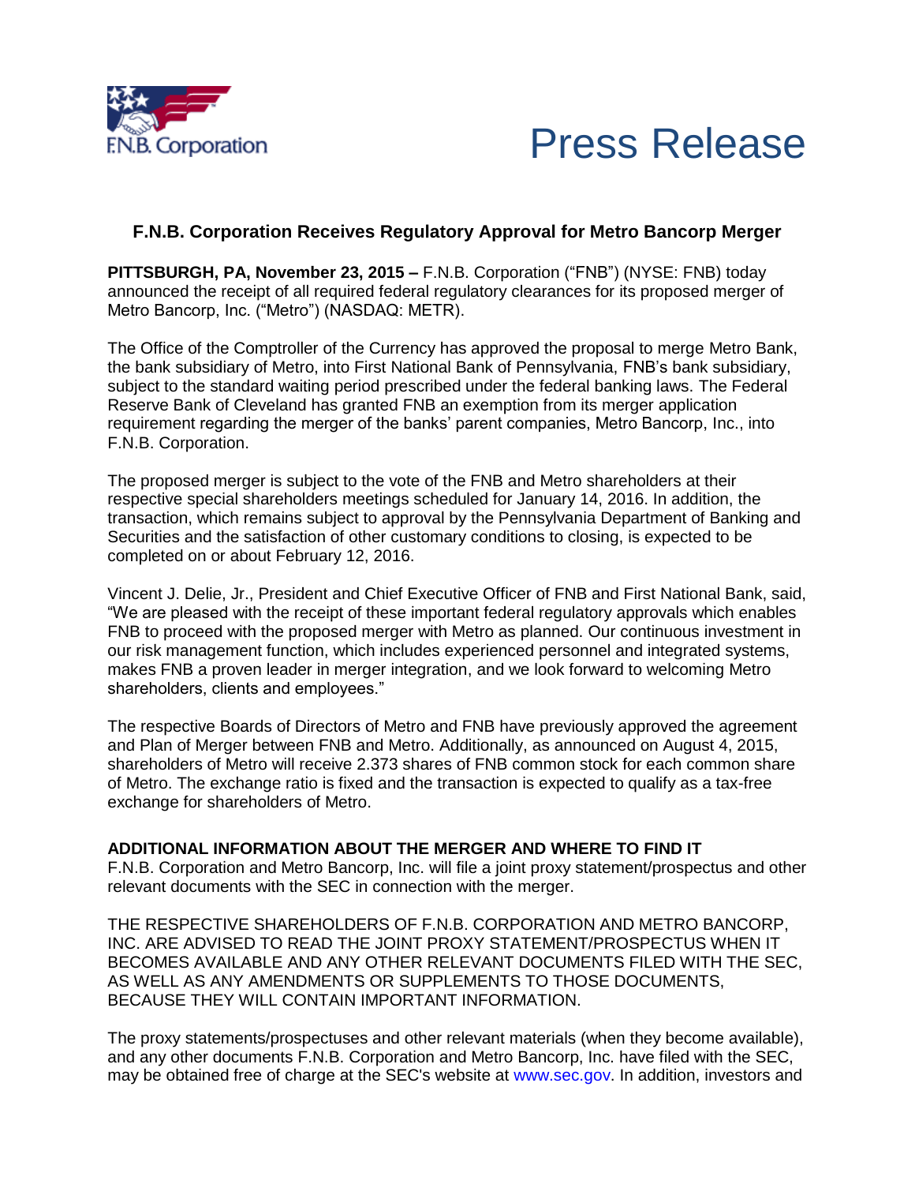F.N.B. Corporation

# Press Release

## F.N.B. Corporation Receives Regulatory Approval for Metro Bancorp Merger

**PITTSBURGH, PA, November 23, 2015 –** F.N.B. Corporation ("FNB") (NYSE: FNB) today announced the receipt of all required federal regulatory clearances for its proposed merger of Metro Bancorp, Inc. ("Metro") (NASDAQ: METR).

The Office of the Comptroller of the Currency has approved the proposal to merge Metro Bank, the bank subsidiary of Metro, into First National Bank of Pennsylvania, FNB's bank subsidiary, subject to the standard waiting period prescribed under the federal banking laws. The Federal Reserve Bank of Cleveland has granted FNB an exemption from its merger application requirement regarding the merger of the banks' parent companies, Metro Bancorp, Inc., into F.N.B. Corporation.

The proposed merger is subject to the vote of the FNB and Metro shareholders at their respective special shareholders meetings scheduled for January 14, 2016. In addition, the transaction, which remains subject to approval by the Pennsylvania Department of Banking and Securities and the satisfaction of other customary conditions to closing, is expected to be completed on or about February 12, 2016.

Vincent J. Delie, Jr., President and Chief Executive Officer of FNB and First National Bank, said, "We are pleased with the receipt of these important federal regulatory approvals which enables FNB to proceed with the proposed merger with Metro as planned. Our continuous investment in our risk management function, which includes experienced personnel and integrated systems, makes FNB a proven leader in merger integration, and we look forward to welcoming Metro shareholders, clients and employees."

The respective Boards of Directors of Metro and FNB have previously approved the agreement and Plan of Merger between FNB and Metro. Additionally, as announced on August 4, 2015, shareholders of Metro will receive 2.373 shares of FNB common stock for each common share of Metro. The exchange ratio is fixed and the transaction is expected to qualify as a tax-free exchange for shareholders of Metro.

**ADDITIONAL INFORMATION ABOUT THE MERGER AND WHERE TO FIND IT**

F.N.B. Corporation and Metro Bancorp, Inc. will file a joint proxy statement/prospectus and other relevant documents with the SEC in connection with the merger.

THE RESPECTIVE SHAREHOLDERS OF F.N.B. CORPORATION AND METRO BANCORP, INC. ARE ADVISED TO READ THE JOINT PROXY STATEMENT/PROSPECTUS WHEN IT BECOMES AVAILABLE AND ANY OTHER RELEVANT DOCUMENTS FILED WITH THE SEC, AS WELL AS ANY AMENDMENTS OR SUPPLEMENTS TO THOSE DOCUMENTS, BECAUSE THEY WILL CONTAIN IMPORTANT INFORMATION.

The proxy statements/prospectuses and other relevant materials (when they become available), and any other documents F.N.B. Corporation and Metro Bancorp, Inc. have filed with the SEC, may be obtained free of charge at the SEC's website at www.sec.gov. In addition, investors and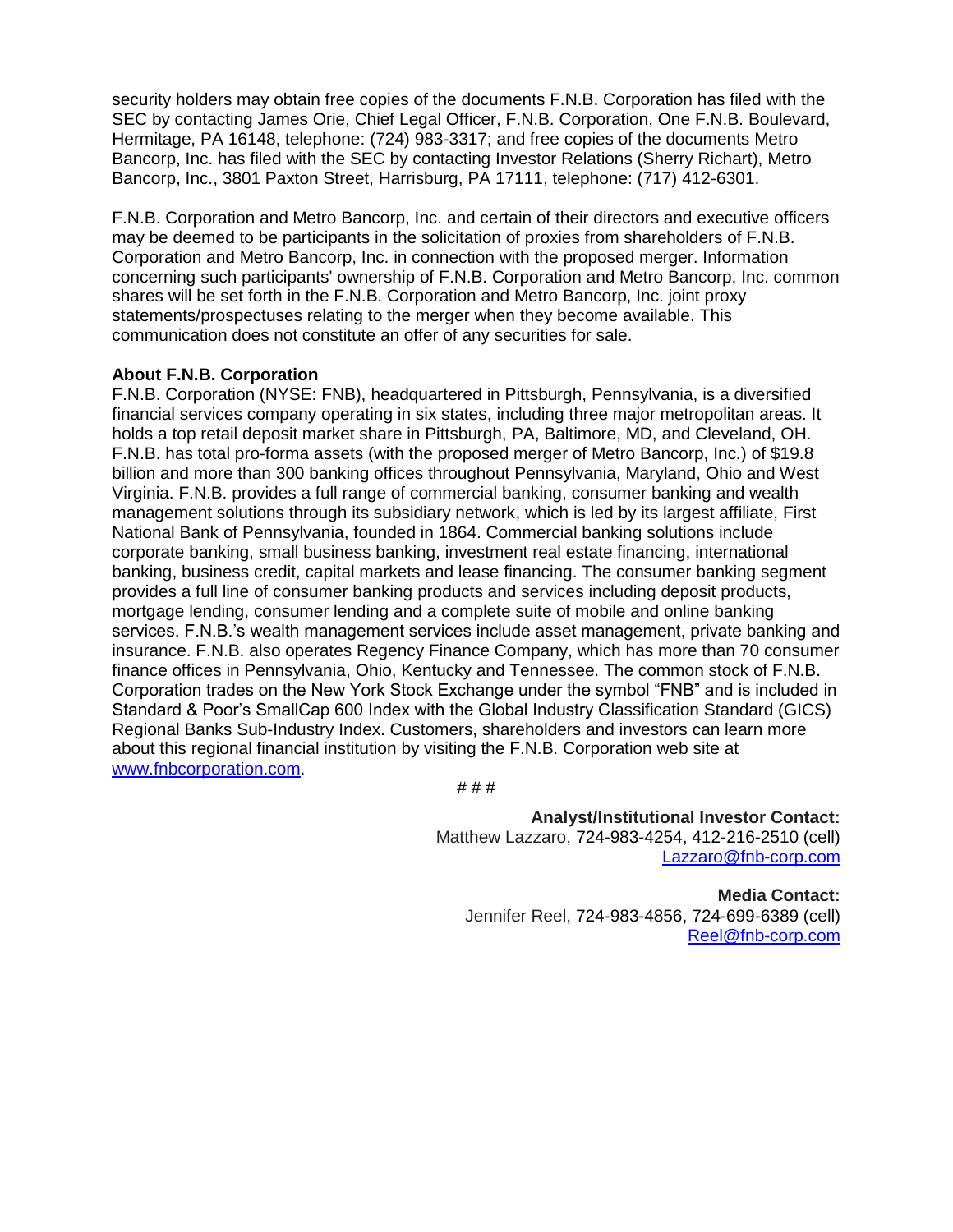security holders may obtain free copies of the documents F.N.B. Corporation has filed with the SEC by contacting James Orie, Chief Legal Officer, F.N.B. Corporation, One F.N.B. Boulevard, Hermitage, PA 16148, telephone: (724) 983-3317; and free copies of the documents Metro Bancorp, Inc. has filed with the SEC by contacting Investor Relations (Sherry Richart), Metro Bancorp, Inc., 3801 Paxton Street, Harrisburg, PA 17111, telephone: (717) 412-6301.

F.N.B. Corporation and Metro Bancorp, Inc. and certain of their directors and executive officers may be deemed to be participants in the solicitation of proxies from shareholders of F.N.B. Corporation and Metro Bancorp, Inc. in connection with the proposed merger. Information concerning such participants' ownership of F.N.B. Corporation and Metro Bancorp, Inc. common shares will be set forth in the F.N.B. Corporation and Metro Bancorp, Inc. joint proxy statements/prospectuses relating to the merger when they become available. This communication does not constitute an offer of any securities for sale.

**About F.N.B. Corporation**
F.N.B. Corporation (NYSE: FNB), headquartered in Pittsburgh, Pennsylvania, is a diversified financial services company operating in six states, including three major metropolitan areas. It holds a top retail deposit market share in Pittsburgh, PA, Baltimore, MD, and Cleveland, OH. F.N.B. has total pro-forma assets (with the proposed merger of Metro Bancorp, Inc.) of $19.8 billion and more than 300 banking offices throughout Pennsylvania, Maryland, Ohio and West Virginia. F.N.B. provides a full range of commercial banking, consumer banking and wealth management solutions through its subsidiary network, which is led by its largest affiliate, First National Bank of Pennsylvania, founded in 1864. Commercial banking solutions include corporate banking, small business banking, investment real estate financing, international banking, business credit, capital markets and lease financing. The consumer banking segment provides a full line of consumer banking products and services including deposit products, mortgage lending, consumer lending and a complete suite of mobile and online banking services. F.N.B.'s wealth management services include asset management, private banking and insurance. F.N.B. also operates Regency Finance Company, which has more than 70 consumer finance offices in Pennsylvania, Ohio, Kentucky and Tennessee. The common stock of F.N.B. Corporation trades on the New York Stock Exchange under the symbol "FNB" and is included in Standard & Poor's SmallCap 600 Index with the Global Industry Classification Standard (GICS) Regional Banks Sub-Industry Index. Customers, shareholders and investors can learn more about this regional financial institution by visiting the F.N.B. Corporation web site at www.fnbcorporation.com.

# # #

**Analyst/Institutional Investor Contact:**
Matthew Lazzaro, 724-983-4254, 412-216-2510 (cell)
Lazzaro@fnb-corp.com

**Media Contact:**
Jennifer Reel, 724-983-4856, 724-699-6389 (cell)
Reel@fnb-corp.com